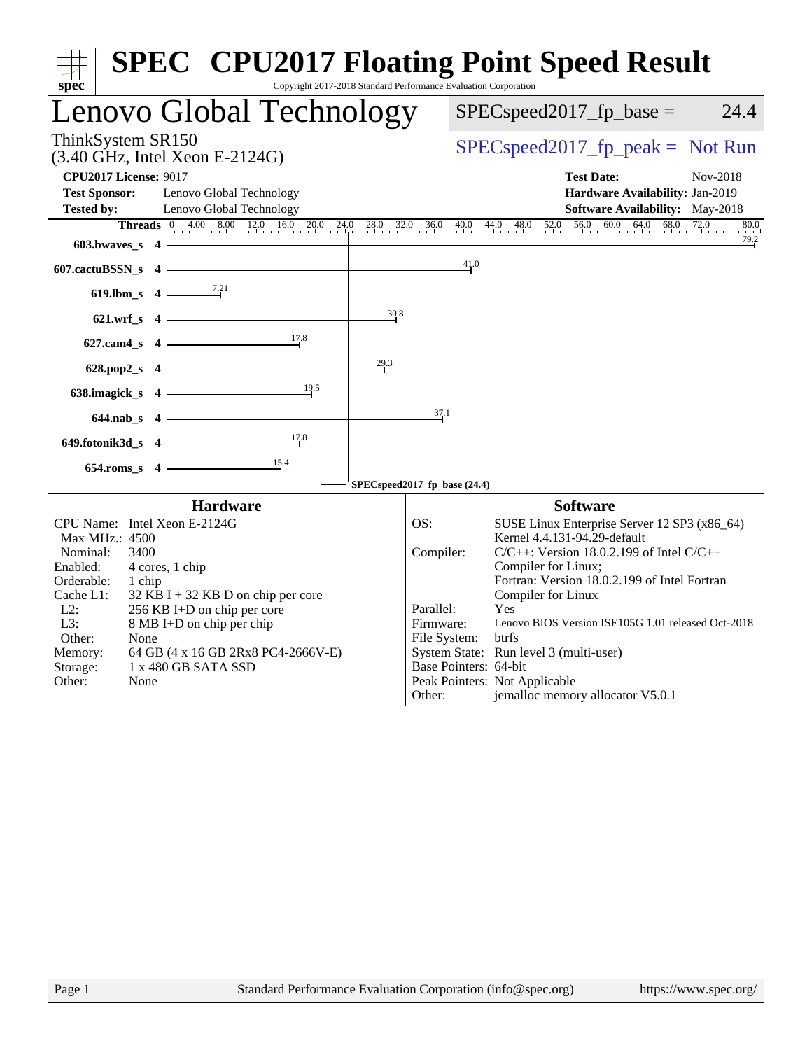# SPEC CPU2017 Floating Point Speed Result

Copyright 2017-2018 Standard Performance Evaluation Corporation

## Lenovo Global Technology

ThinkSystem SR150
(3.40 GHz, Intel Xeon E-2124G)

SPECspeed2017_fp_base = 24.4

SPECspeed2017_fp_peak = Not Run

**CPU2017 License:** 9017
**Test Sponsor:** Lenovo Global Technology
**Tested by:** Lenovo Global Technology

**Test Date:** Nov-2018
**Hardware Availability:** Jan-2019
**Software Availability:** May-2018

| Benchmark | Threads | Base |
|---|---|---|
| 603.bwaves_s | 4 | 79.2 |
| 607.cactuBSSN_s | 4 | 41.0 |
| 619.lbm_s | 4 | 7.21 |
| 621.wrf_s | 4 | 30.8 |
| 627.cam4_s | 4 | 17.8 |
| 628.pop2_s | 4 | 29.3 |
| 638.imagick_s | 4 | 19.5 |
| 644.nab_s | 4 | 37.1 |
| 649.fotonik3d_s | 4 | 17.8 |
| 654.roms_s | 4 | 15.4 |

SPECspeed2017_fp_base (24.4)

### Hardware

| | |
|---|---|
| CPU Name: | Intel Xeon E-2124G |
| Max MHz.: | 4500 |
| Nominal: | 3400 |
| Enabled: | 4 cores, 1 chip |
| Orderable: | 1 chip |
| Cache L1: | 32 KB I + 32 KB D on chip per core |
| L2: | 256 KB I+D on chip per core |
| L3: | 8 MB I+D on chip per chip |
| Other: | None |
| Memory: | 64 GB (4 x 16 GB 2Rx8 PC4-2666V-E) |
| Storage: | 1 x 480 GB SATA SSD |
| Other: | None |

### Software

| | |
|---|---|
| OS: | SUSE Linux Enterprise Server 12 SP3 (x86_64) Kernel 4.4.131-94.29-default |
| Compiler: | C/C++: Version 18.0.2.199 of Intel C/C++ Compiler for Linux; Fortran: Version 18.0.2.199 of Intel Fortran Compiler for Linux |
| Parallel: | Yes |
| Firmware: | Lenovo BIOS Version ISE105G 1.01 released Oct-2018 |
| File System: | btrfs |
| System State: | Run level 3 (multi-user) |
| Base Pointers: | 64-bit |
| Peak Pointers: | Not Applicable |
| Other: | jemalloc memory allocator V5.0.1 |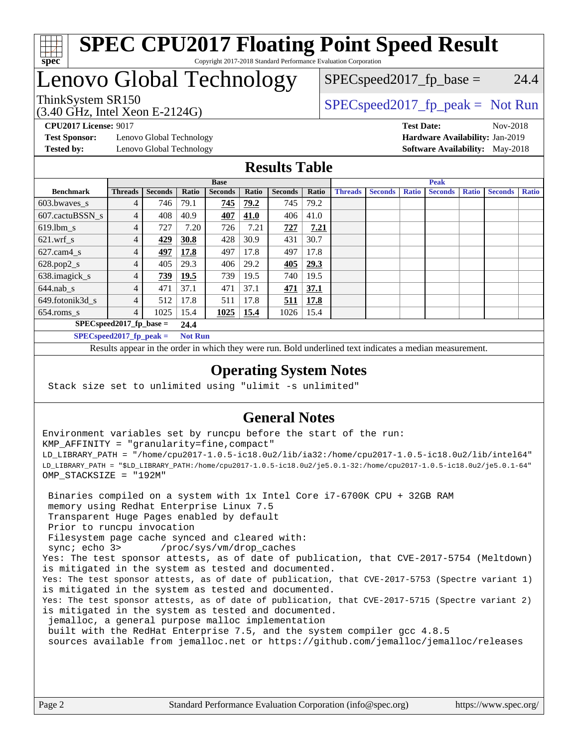# SPEC CPU2017 Floating Point Speed Result

Copyright 2017-2018 Standard Performance Evaluation Corporation

# Lenovo Global Technology

ThinkSystem SR150
(3.40 GHz, Intel Xeon E-2124G)

SPECspeed2017_fp_base = 24.4

SPECspeed2017_fp_peak = Not Run

**CPU2017 License:** 9017
**Test Sponsor:** Lenovo Global Technology
**Tested by:** Lenovo Global Technology

**Test Date:** Nov-2018
**Hardware Availability:** Jan-2019
**Software Availability:** May-2018

## Results Table

| | Base | | | | | | | Peak | | | | | | |
|---|---|---|---|---|---|---|---|---|---|---|---|---|---|---|
| **Benchmark** | **Threads** | **Seconds** | **Ratio** | **Seconds** | **Ratio** | **Seconds** | **Ratio** | **Threads** | **Seconds** | **Ratio** | **Seconds** | **Ratio** | **Seconds** | **Ratio** |
| 603.bwaves_s | 4 | 746 | 79.1 | **745** | **79.2** | 745 | 79.2 | | | | | | | |
| 607.cactuBSSN_s | 4 | 408 | 40.9 | **407** | **41.0** | 406 | 41.0 | | | | | | | |
| 619.lbm_s | 4 | 727 | 7.20 | 726 | 7.21 | **727** | **7.21** | | | | | | | |
| 621.wrf_s | 4 | **429** | **30.8** | 428 | 30.9 | 431 | 30.7 | | | | | | | |
| 627.cam4_s | 4 | **497** | **17.8** | 497 | 17.8 | 497 | 17.8 | | | | | | | |
| 628.pop2_s | 4 | 405 | 29.3 | 406 | 29.2 | **405** | **29.3** | | | | | | | |
| 638.imagick_s | 4 | **739** | **19.5** | 739 | 19.5 | 740 | 19.5 | | | | | | | |
| 644.nab_s | 4 | 471 | 37.1 | 471 | 37.1 | **471** | **37.1** | | | | | | | |
| 649.fotonik3d_s | 4 | 512 | 17.8 | 511 | 17.8 | **511** | **17.8** | | | | | | | |
| 654.roms_s | 4 | 1025 | 15.4 | **1025** | **15.4** | 1026 | 15.4 | | | | | | | |
| **SPECspeed2017_fp_base =** | | **24.4** | | | | | | | | | | | | |
| **SPECspeed2017_fp_peak =** | | **Not Run** | | | | | | | | | | | | |

Results appear in the order in which they were run. Bold underlined text indicates a median measurement.

## Operating System Notes

```
Stack size set to unlimited using "ulimit -s unlimited"
```

## General Notes

```
Environment variables set by runcpu before the start of the run:
KMP_AFFINITY = "granularity=fine,compact"
LD_LIBRARY_PATH = "/home/cpu2017-1.0.5-ic18.0u2/lib/ia32:/home/cpu2017-1.0.5-ic18.0u2/lib/intel64"
LD_LIBRARY_PATH = "$LD_LIBRARY_PATH:/home/cpu2017-1.0.5-ic18.0u2/je5.0.1-32:/home/cpu2017-1.0.5-ic18.0u2/je5.0.1-64"
OMP_STACKSIZE = "192M"

 Binaries compiled on a system with 1x Intel Core i7-6700K CPU + 32GB RAM
 memory using Redhat Enterprise Linux 7.5
 Transparent Huge Pages enabled by default
 Prior to runcpu invocation
 Filesystem page cache synced and cleared with:
 sync; echo 3>       /proc/sys/vm/drop_caches
Yes: The test sponsor attests, as of date of publication, that CVE-2017-5754 (Meltdown)
is mitigated in the system as tested and documented.
Yes: The test sponsor attests, as of date of publication, that CVE-2017-5753 (Spectre variant 1)
is mitigated in the system as tested and documented.
Yes: The test sponsor attests, as of date of publication, that CVE-2017-5715 (Spectre variant 2)
is mitigated in the system as tested and documented.
 jemalloc, a general purpose malloc implementation
 built with the RedHat Enterprise 7.5, and the system compiler gcc 4.8.5
 sources available from jemalloc.net or https://github.com/jemalloc/jemalloc/releases
```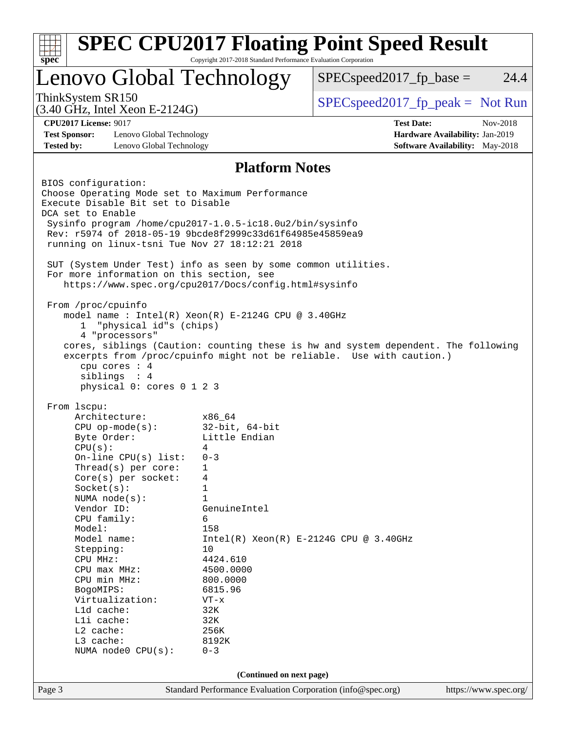# SPEC CPU2017 Floating Point Speed Result

Copyright 2017-2018 Standard Performance Evaluation Corporation

## Lenovo Global Technology

ThinkSystem SR150
(3.40 GHz, Intel Xeon E-2124G)

SPECspeed2017_fp_base = 24.4

SPECspeed2017_fp_peak = Not Run

**CPU2017 License:** 9017
**Test Sponsor:** Lenovo Global Technology
**Tested by:** Lenovo Global Technology

**Test Date:** Nov-2018
**Hardware Availability:** Jan-2019
**Software Availability:** May-2018

### Platform Notes

```
BIOS configuration:
Choose Operating Mode set to Maximum Performance
Execute Disable Bit set to Disable
DCA set to Enable
 Sysinfo program /home/cpu2017-1.0.5-ic18.0u2/bin/sysinfo
 Rev: r5974 of 2018-05-19 9bcde8f2999c33d61f64985e45859ea9
 running on linux-tsni Tue Nov 27 18:12:21 2018

 SUT (System Under Test) info as seen by some common utilities.
 For more information on this section, see
    https://www.spec.org/cpu2017/Docs/config.html#sysinfo

 From /proc/cpuinfo
    model name : Intel(R) Xeon(R) E-2124G CPU @ 3.40GHz
       1  "physical id"s (chips)
       4 "processors"
    cores, siblings (Caution: counting these is hw and system dependent. The following
    excerpts from /proc/cpuinfo might not be reliable.  Use with caution.)
       cpu cores : 4
       siblings  : 4
       physical 0: cores 0 1 2 3

 From lscpu:
      Architecture:          x86_64
      CPU op-mode(s):        32-bit, 64-bit
      Byte Order:            Little Endian
      CPU(s):                4
      On-line CPU(s) list:   0-3
      Thread(s) per core:    1
      Core(s) per socket:    4
      Socket(s):             1
      NUMA node(s):          1
      Vendor ID:             GenuineIntel
      CPU family:            6
      Model:                 158
      Model name:            Intel(R) Xeon(R) E-2124G CPU @ 3.40GHz
      Stepping:              10
      CPU MHz:               4424.610
      CPU max MHz:           4500.0000
      CPU min MHz:           800.0000
      BogoMIPS:              6815.96
      Virtualization:        VT-x
      L1d cache:             32K
      L1i cache:             32K
      L2 cache:              256K
      L3 cache:              8192K
      NUMA node0 CPU(s):     0-3
```

(Continued on next page)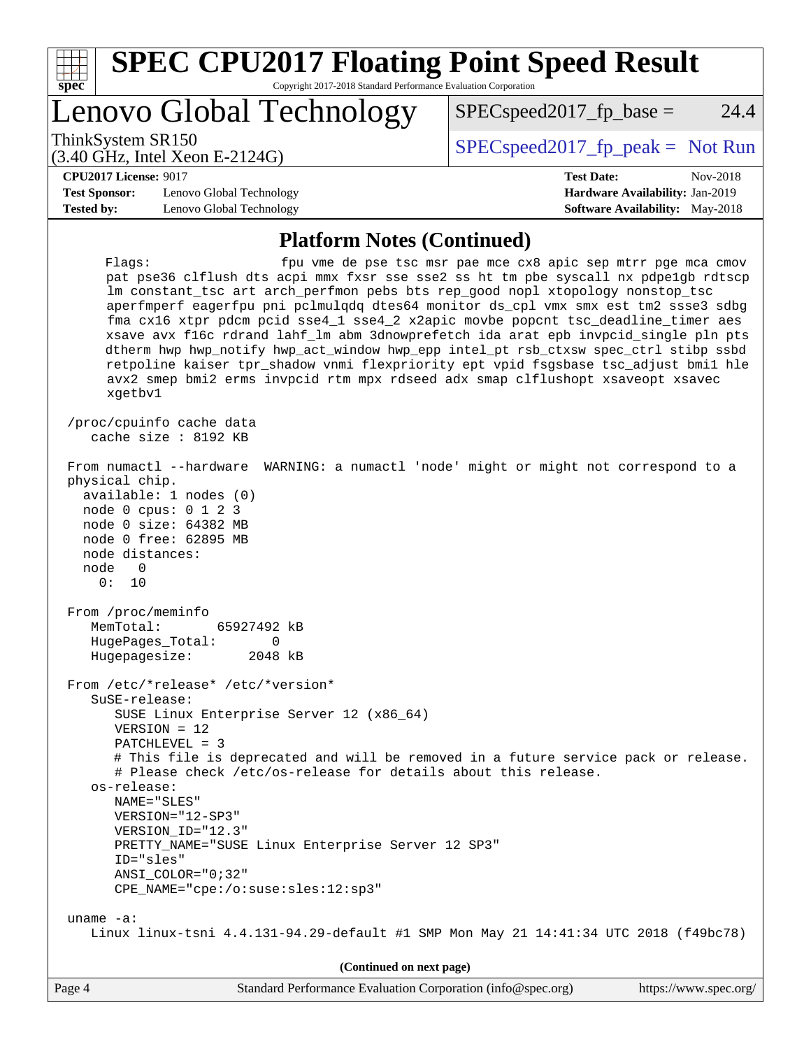## Platform Notes (Continued)

```
     Flags:                 fpu vme de pse tsc msr pae mce cx8 apic sep mtrr pge mca cmov
     pat pse36 clflush dts acpi mmx fxsr sse sse2 ss ht tm pbe syscall nx pdpe1gb rdtscp
     lm constant_tsc art arch_perfmon pebs bts rep_good nopl xtopology nonstop_tsc
     aperfmperf eagerfpu pni pclmulqdq dtes64 monitor ds_cpl vmx smx est tm2 ssse3 sdbg
     fma cx16 xtpr pdcm pcid sse4_1 sse4_2 x2apic movbe popcnt tsc_deadline_timer aes
     xsave avx f16c rdrand lahf_lm abm 3dnowprefetch ida arat epb invpcid_single pln pts
     dtherm hwp hwp_notify hwp_act_window hwp_epp intel_pt rsb_ctxsw spec_ctrl stibp ssbd
     retpoline kaiser tpr_shadow vnmi flexpriority ept vpid fsgsbase tsc_adjust bmi1 hle
     avx2 smep bmi2 erms invpcid rtm mpx rdseed adx smap clflushopt xsaveopt xsavec
     xgetbv1

 /proc/cpuinfo cache data
    cache size : 8192 KB

 From numactl --hardware  WARNING: a numactl 'node' might or might not correspond to a
 physical chip.
   available: 1 nodes (0)
   node 0 cpus: 0 1 2 3
   node 0 size: 64382 MB
   node 0 free: 62895 MB
   node distances:
   node   0
     0:  10

 From /proc/meminfo
    MemTotal:       65927492 kB
    HugePages_Total:       0
    Hugepagesize:       2048 kB

 From /etc/*release* /etc/*version*
    SuSE-release:
       SUSE Linux Enterprise Server 12 (x86_64)
       VERSION = 12
       PATCHLEVEL = 3
       # This file is deprecated and will be removed in a future service pack or release.
       # Please check /etc/os-release for details about this release.
    os-release:
       NAME="SLES"
       VERSION="12-SP3"
       VERSION_ID="12.3"
       PRETTY_NAME="SUSE Linux Enterprise Server 12 SP3"
       ID="sles"
       ANSI_COLOR="0;32"
       CPE_NAME="cpe:/o:suse:sles:12:sp3"

 uname -a:
    Linux linux-tsni 4.4.131-94.29-default #1 SMP Mon May 21 14:41:34 UTC 2018 (f49bc78)
```

(Continued on next page)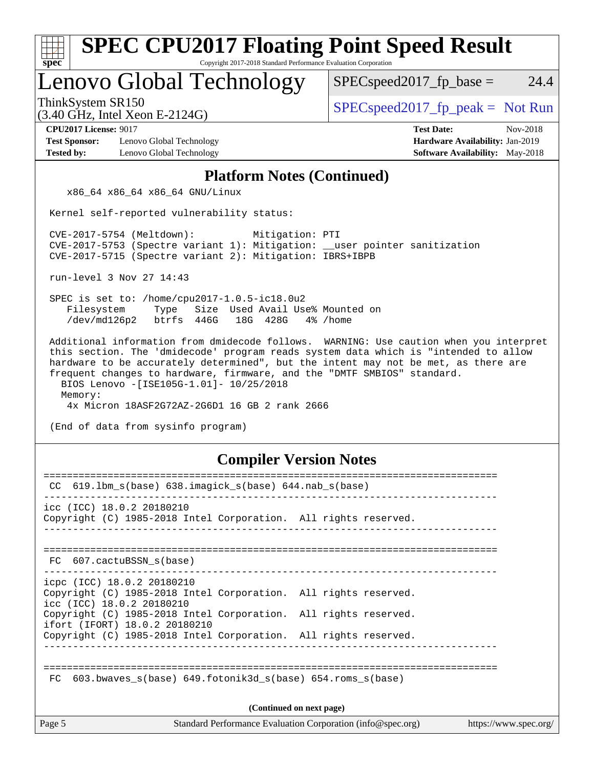## Platform Notes (Continued)

```
    x86_64 x86_64 x86_64 GNU/Linux

 Kernel self-reported vulnerability status:

 CVE-2017-5754 (Meltdown):          Mitigation: PTI
 CVE-2017-5753 (Spectre variant 1): Mitigation: __user pointer sanitization
 CVE-2017-5715 (Spectre variant 2): Mitigation: IBRS+IBPB

 run-level 3 Nov 27 14:43

 SPEC is set to: /home/cpu2017-1.0.5-ic18.0u2
    Filesystem     Type   Size  Used Avail Use% Mounted on
    /dev/md126p2   btrfs  446G   18G  428G   4% /home

 Additional information from dmidecode follows.  WARNING: Use caution when you interpret
 this section. The 'dmidecode' program reads system data which is "intended to allow
 hardware to be accurately determined", but the intent may not be met, as there are
 frequent changes to hardware, firmware, and the "DMTF SMBIOS" standard.
   BIOS Lenovo -[ISE105G-1.01]- 10/25/2018
   Memory:
    4x Micron 18ASF2G72AZ-2G6D1 16 GB 2 rank 2666

 (End of data from sysinfo program)
```

## Compiler Version Notes

```
==============================================================================
 CC  619.lbm_s(base) 638.imagick_s(base) 644.nab_s(base)
------------------------------------------------------------------------------
icc (ICC) 18.0.2 20180210
Copyright (C) 1985-2018 Intel Corporation.  All rights reserved.
------------------------------------------------------------------------------

==============================================================================
 FC  607.cactuBSSN_s(base)
------------------------------------------------------------------------------
icpc (ICC) 18.0.2 20180210
Copyright (C) 1985-2018 Intel Corporation.  All rights reserved.
icc (ICC) 18.0.2 20180210
Copyright (C) 1985-2018 Intel Corporation.  All rights reserved.
ifort (IFORT) 18.0.2 20180210
Copyright (C) 1985-2018 Intel Corporation.  All rights reserved.
------------------------------------------------------------------------------

==============================================================================
 FC  603.bwaves_s(base) 649.fotonik3d_s(base) 654.roms_s(base)
```

(Continued on next page)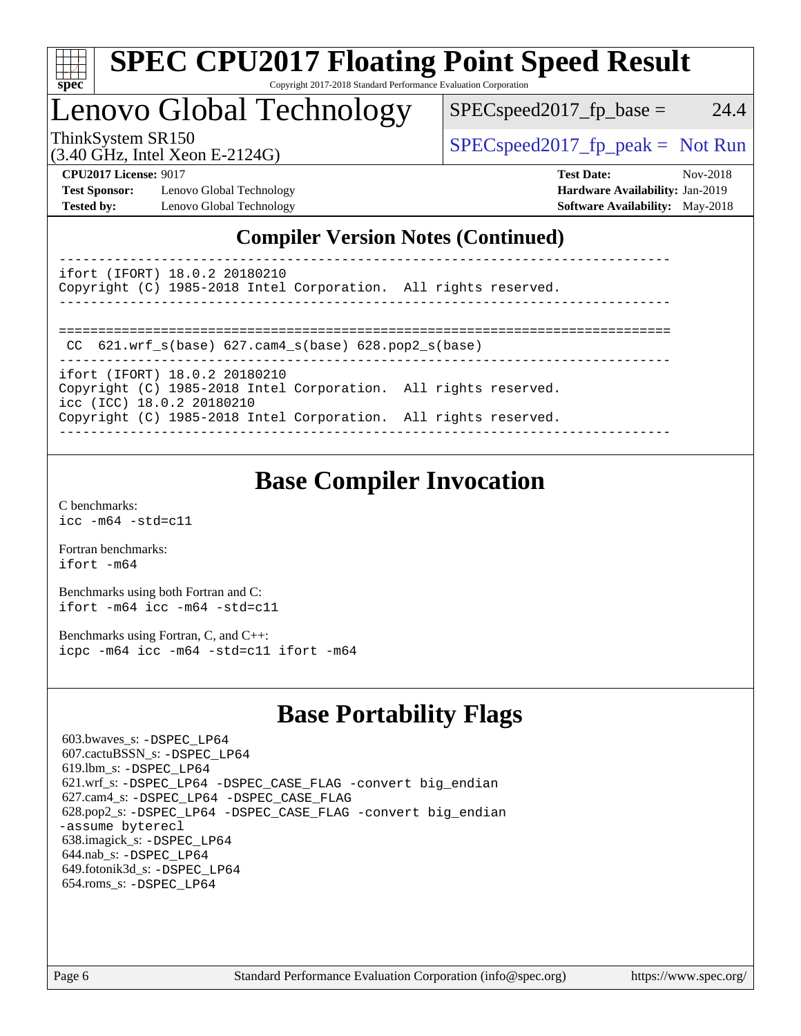## Compiler Version Notes (Continued)

```
------------------------------------------------------------------------------
ifort (IFORT) 18.0.2 20180210
Copyright (C) 1985-2018 Intel Corporation.  All rights reserved.
------------------------------------------------------------------------------

==============================================================================
 CC  621.wrf_s(base) 627.cam4_s(base) 628.pop2_s(base)
------------------------------------------------------------------------------
ifort (IFORT) 18.0.2 20180210
Copyright (C) 1985-2018 Intel Corporation.  All rights reserved.
icc (ICC) 18.0.2 20180210
Copyright (C) 1985-2018 Intel Corporation.  All rights reserved.
------------------------------------------------------------------------------
```

## Base Compiler Invocation

C benchmarks:
`icc -m64 -std=c11`

Fortran benchmarks:
`ifort -m64`

Benchmarks using both Fortran and C:
`ifort -m64 icc -m64 -std=c11`

Benchmarks using Fortran, C, and C++:
`icpc -m64 icc -m64 -std=c11 ifort -m64`

## Base Portability Flags

603.bwaves_s: -DSPEC_LP64
607.cactuBSSN_s: -DSPEC_LP64
619.lbm_s: -DSPEC_LP64
621.wrf_s: -DSPEC_LP64 -DSPEC_CASE_FLAG -convert big_endian
627.cam4_s: -DSPEC_LP64 -DSPEC_CASE_FLAG
628.pop2_s: -DSPEC_LP64 -DSPEC_CASE_FLAG -convert big_endian -assume byterecl
638.imagick_s: -DSPEC_LP64
644.nab_s: -DSPEC_LP64
649.fotonik3d_s: -DSPEC_LP64
654.roms_s: -DSPEC_LP64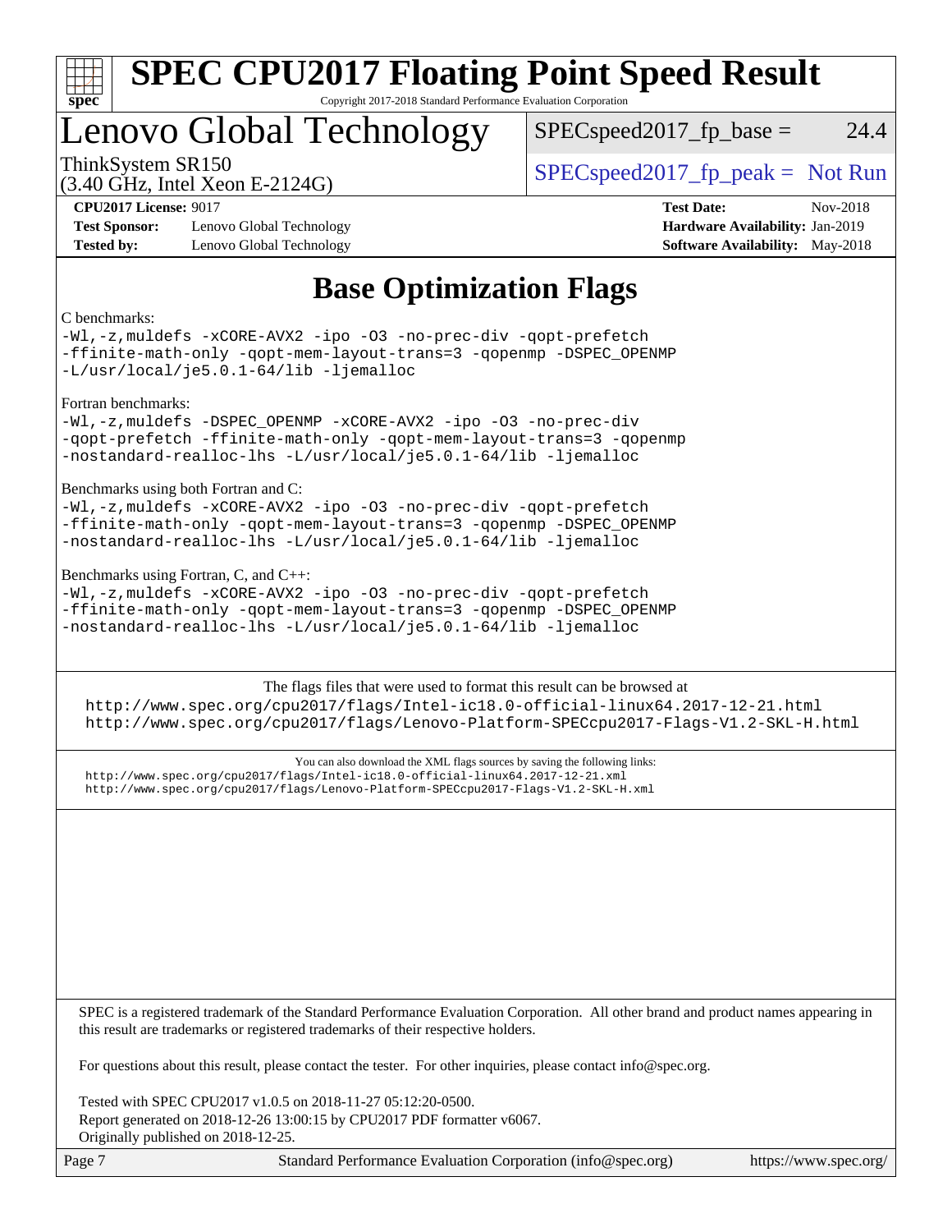# Base Optimization Flags

C benchmarks:

```
-Wl,-z,muldefs -xCORE-AVX2 -ipo -O3 -no-prec-div -qopt-prefetch
-ffinite-math-only -qopt-mem-layout-trans=3 -qopenmp -DSPEC_OPENMP
-L/usr/local/je5.0.1-64/lib -ljemalloc
```

Fortran benchmarks:

```
-Wl,-z,muldefs -DSPEC_OPENMP -xCORE-AVX2 -ipo -O3 -no-prec-div
-qopt-prefetch -ffinite-math-only -qopt-mem-layout-trans=3 -qopenmp
-nostandard-realloc-lhs -L/usr/local/je5.0.1-64/lib -ljemalloc
```

Benchmarks using both Fortran and C:

```
-Wl,-z,muldefs -xCORE-AVX2 -ipo -O3 -no-prec-div -qopt-prefetch
-ffinite-math-only -qopt-mem-layout-trans=3 -qopenmp -DSPEC_OPENMP
-nostandard-realloc-lhs -L/usr/local/je5.0.1-64/lib -ljemalloc
```

Benchmarks using Fortran, C, and C++:

```
-Wl,-z,muldefs -xCORE-AVX2 -ipo -O3 -no-prec-div -qopt-prefetch
-ffinite-math-only -qopt-mem-layout-trans=3 -qopenmp -DSPEC_OPENMP
-nostandard-realloc-lhs -L/usr/local/je5.0.1-64/lib -ljemalloc
```

The flags files that were used to format this result can be browsed at

http://www.spec.org/cpu2017/flags/Intel-ic18.0-official-linux64.2017-12-21.html
http://www.spec.org/cpu2017/flags/Lenovo-Platform-SPECcpu2017-Flags-V1.2-SKL-H.html

You can also download the XML flags sources by saving the following links:

http://www.spec.org/cpu2017/flags/Intel-ic18.0-official-linux64.2017-12-21.xml
http://www.spec.org/cpu2017/flags/Lenovo-Platform-SPECcpu2017-Flags-V1.2-SKL-H.xml

SPEC is a registered trademark of the Standard Performance Evaluation Corporation. All other brand and product names appearing in this result are trademarks or registered trademarks of their respective holders.

For questions about this result, please contact the tester. For other inquiries, please contact info@spec.org.

Tested with SPEC CPU2017 v1.0.5 on 2018-11-27 05:12:20-0500.
Report generated on 2018-12-26 13:00:15 by CPU2017 PDF formatter v6067.
Originally published on 2018-12-25.